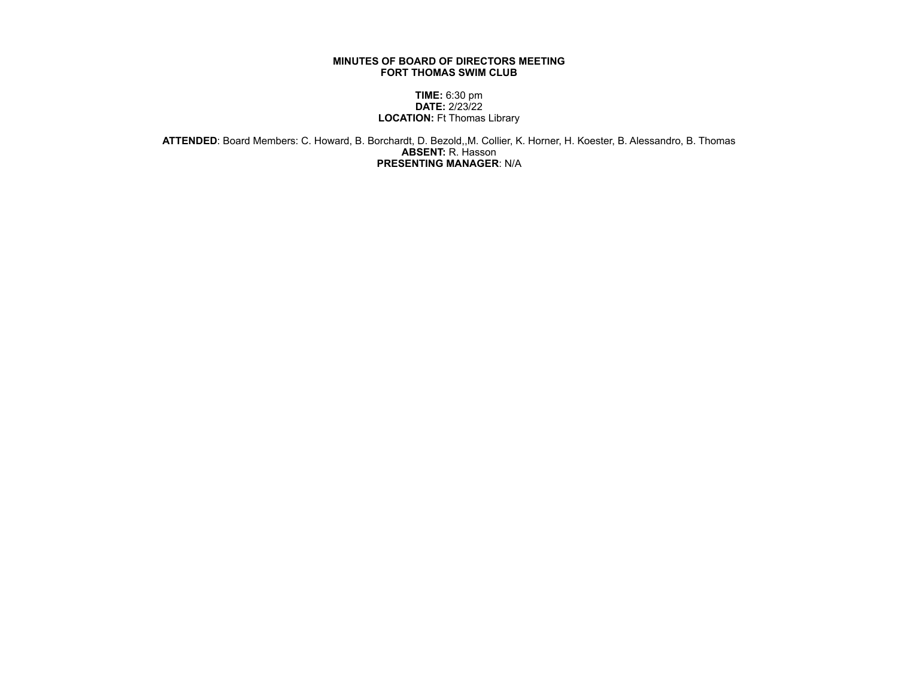**MINUTES OF BOARD OF DIRECTORS MEETING**
**FORT THOMAS SWIM CLUB**

**TIME:** 6:30 pm
**DATE:** 2/23/22
**LOCATION:** Ft Thomas Library

**ATTENDED**: Board Members: C. Howard, B. Borchardt, D. Bezold,,M. Collier, K. Horner, H. Koester, B. Alessandro, B. Thomas
**ABSENT:** R. Hasson
**PRESENTING MANAGER**: N/A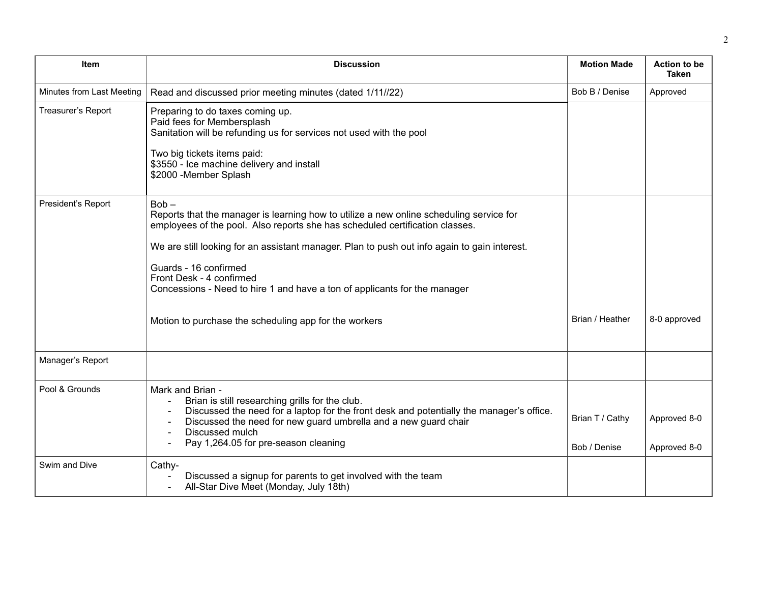| Item | Discussion | Motion Made | Action to be Taken |
|---|---|---|---|
| Minutes from Last Meeting | Read and discussed prior meeting minutes (dated 1/11//22) | Bob B / Denise | Approved |
| Treasurer's Report | Preparing to do taxes coming up.<br>Paid fees for Membersplash<br>Sanitation will be refunding us for services not used with the pool<br><br>Two big tickets items paid:<br>$3550 - Ice machine delivery and install<br>$2000 -Member Splash | | |
| President's Report | Bob –<br>Reports that the manager is learning how to utilize a new online scheduling service for employees of the pool. Also reports she has scheduled certification classes.<br><br>We are still looking for an assistant manager. Plan to push out info again to gain interest.<br><br>Guards - 16 confirmed<br>Front Desk - 4 confirmed<br>Concessions - Need to hire 1 and have a ton of applicants for the manager<br><br>Motion to purchase the scheduling app for the workers | Brian / Heather | 8-0 approved |
| Manager's Report | | | |
| Pool & Grounds | Mark and Brian -<br>- Brian is still researching grills for the club.<br>- Discussed the need for a laptop for the front desk and potentially the manager's office.<br>- Discussed the need for new guard umbrella and a new guard chair<br>- Discussed mulch<br>- Pay 1,264.05 for pre-season cleaning | Brian T / Cathy<br><br>Bob / Denise | Approved 8-0<br><br>Approved 8-0 |
| Swim and Dive | Cathy-<br>- Discussed a signup for parents to get involved with the team<br>- All-Star Dive Meet (Monday, July 18th) | | |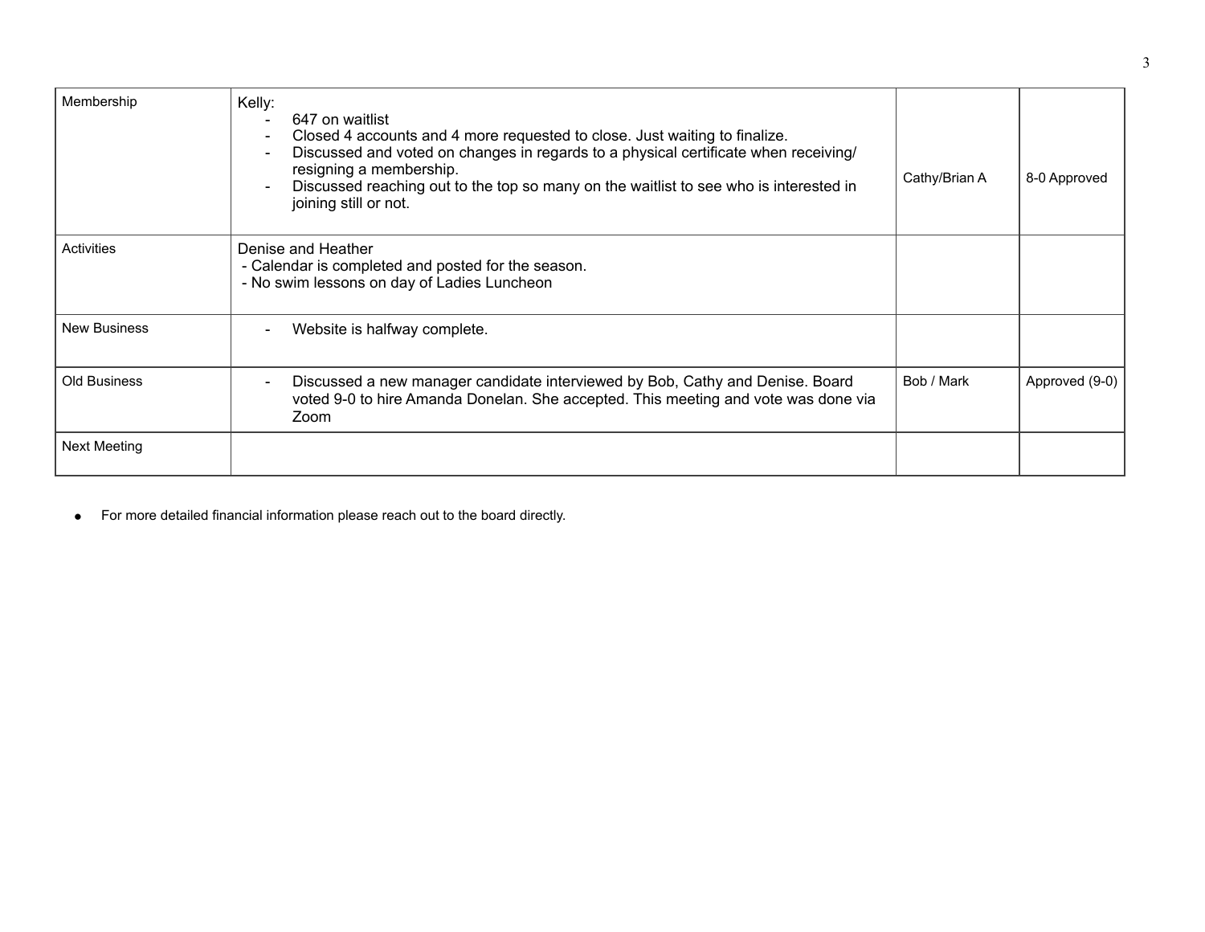| | | | |
|---|---|---|---|
| Membership | Kelly:<br>- 647 on waitlist<br>- Closed 4 accounts and 4 more requested to close. Just waiting to finalize.<br>- Discussed and voted on changes in regards to a physical certificate when receiving/ resigning a membership.<br>- Discussed reaching out to the top so many on the waitlist to see who is interested in joining still or not. | Cathy/Brian A | 8-0 Approved |
| Activities | Denise and Heather<br>- Calendar is completed and posted for the season.<br>- No swim lessons on day of Ladies Luncheon | | |
| New Business | - Website is halfway complete. | | |
| Old Business | - Discussed a new manager candidate interviewed by Bob, Cathy and Denise. Board voted 9-0 to hire Amanda Donelan. She accepted. This meeting and vote was done via Zoom | Bob / Mark | Approved (9-0) |
| Next Meeting | | | |

- For more detailed financial information please reach out to the board directly.